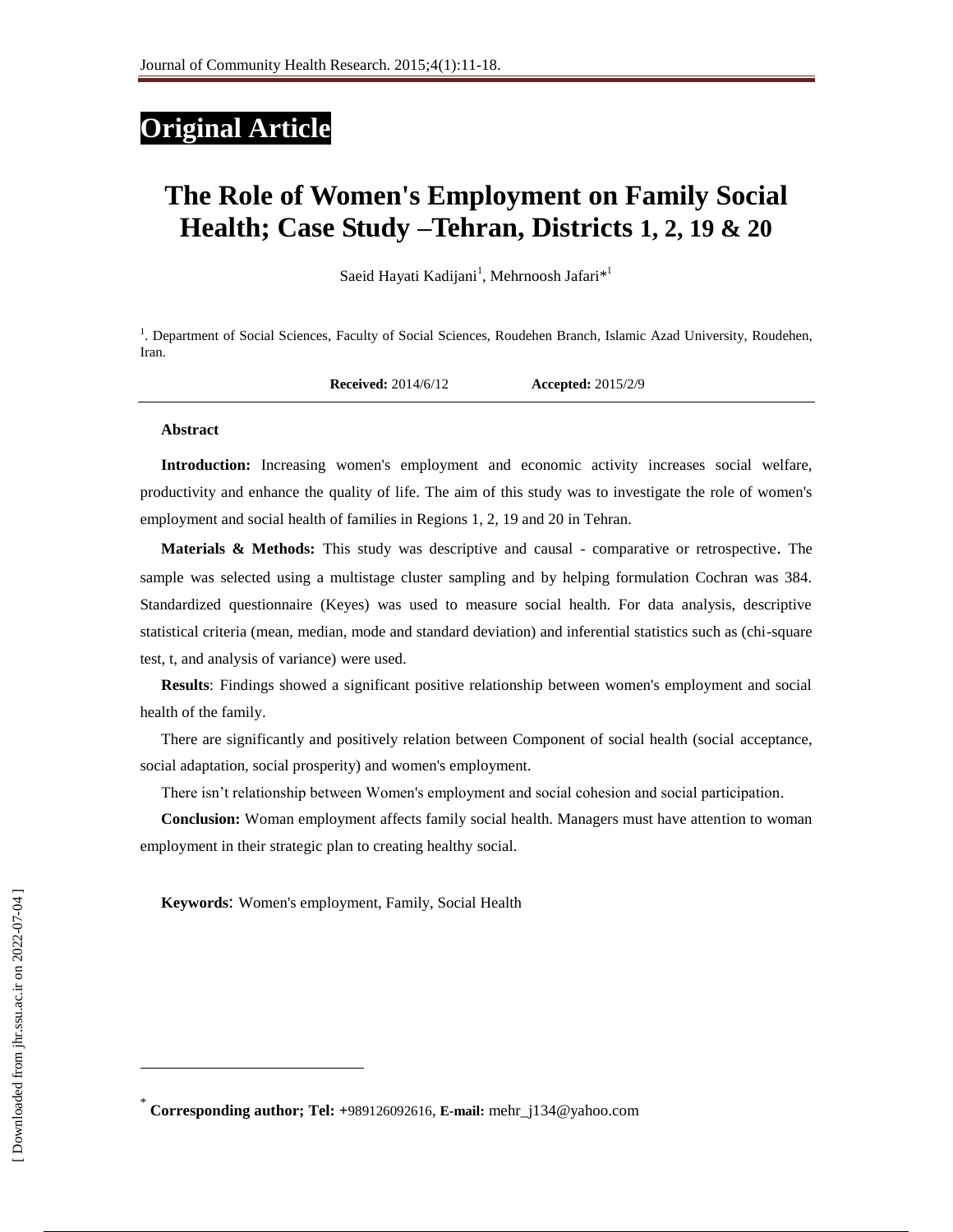Original Article

# The Role of Women's Employment on Family Social Health; Case Study –Tehran, Districts 1, 2, 19 & 20

Saeid Hayati Kadijani[1], Mehrnoosh Jafari*[1]

[1]. Department of Social Sciences, Faculty of Social Sciences, Roudehen Branch, Islamic Azad University, Roudehen, Iran.

**Received:** 2014/6/12 **Accepted:** 2015/2/9

## Abstract

**Introduction:** Increasing women's employment and economic activity increases social welfare, productivity and enhance the quality of life. The aim of this study was to investigate the role of women's employment and social health of families in Regions 1, 2, 19 and 20 in Tehran.

**Materials & Methods:** This study was descriptive and causal - comparative or retrospective. The sample was selected using a multistage cluster sampling and by helping formulation Cochran was 384. Standardized questionnaire (Keyes) was used to measure social health. For data analysis, descriptive statistical criteria (mean, median, mode and standard deviation) and inferential statistics such as (chi-square test, t, and analysis of variance) were used.

**Results**: Findings showed a significant positive relationship between women's employment and social health of the family.

There are significantly and positively relation between Component of social health (social acceptance, social adaptation, social prosperity) and women's employment.

There isn't relationship between Women's employment and social cohesion and social participation.

**Conclusion:** Woman employment affects family social health. Managers must have attention to woman employment in their strategic plan to creating healthy social.

**Keywords**: Women's employment, Family, Social Health

* **Corresponding author; Tel:** +989126092616, **E-mail:** mehr_j134@yahoo.com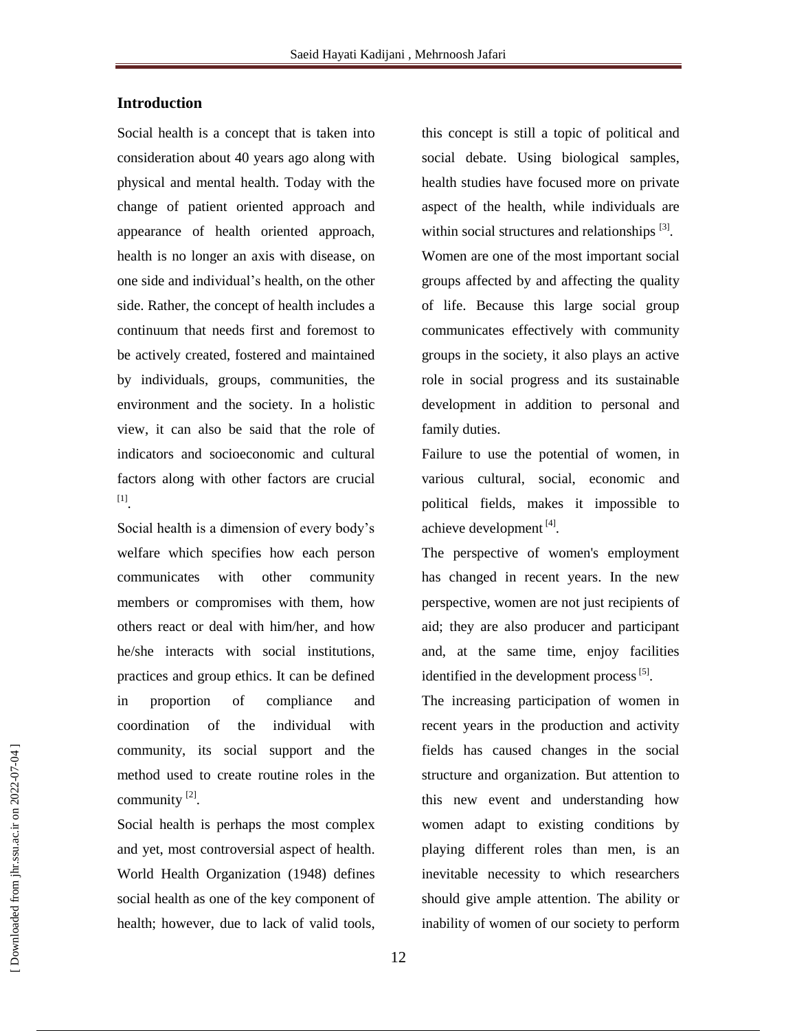## Introduction

Social health is a concept that is taken into consideration about 40 years ago along with physical and mental health. Today with the change of patient oriented approach and appearance of health oriented approach, health is no longer an axis with disease, on one side and individual's health, on the other side. Rather, the concept of health includes a continuum that needs first and foremost to be actively created, fostered and maintained by individuals, groups, communities, the environment and the society. In a holistic view, it can also be said that the role of indicators and socioeconomic and cultural factors along with other factors are crucial [1].

Social health is a dimension of every body's welfare which specifies how each person communicates with other community members or compromises with them, how others react or deal with him/her, and how he/she interacts with social institutions, practices and group ethics. It can be defined in proportion of compliance and coordination of the individual with community, its social support and the method used to create routine roles in the community [2].

Social health is perhaps the most complex and yet, most controversial aspect of health. World Health Organization (1948) defines social health as one of the key component of health; however, due to lack of valid tools, this concept is still a topic of political and social debate. Using biological samples, health studies have focused more on private aspect of the health, while individuals are within social structures and relationships [3].

Women are one of the most important social groups affected by and affecting the quality of life. Because this large social group communicates effectively with community groups in the society, it also plays an active role in social progress and its sustainable development in addition to personal and family duties.

Failure to use the potential of women, in various cultural, social, economic and political fields, makes it impossible to achieve development [4].

The perspective of women's employment has changed in recent years. In the new perspective, women are not just recipients of aid; they are also producer and participant and, at the same time, enjoy facilities identified in the development process [5].

The increasing participation of women in recent years in the production and activity fields has caused changes in the social structure and organization. But attention to this new event and understanding how women adapt to existing conditions by playing different roles than men, is an inevitable necessity to which researchers should give ample attention. The ability or inability of women of our society to perform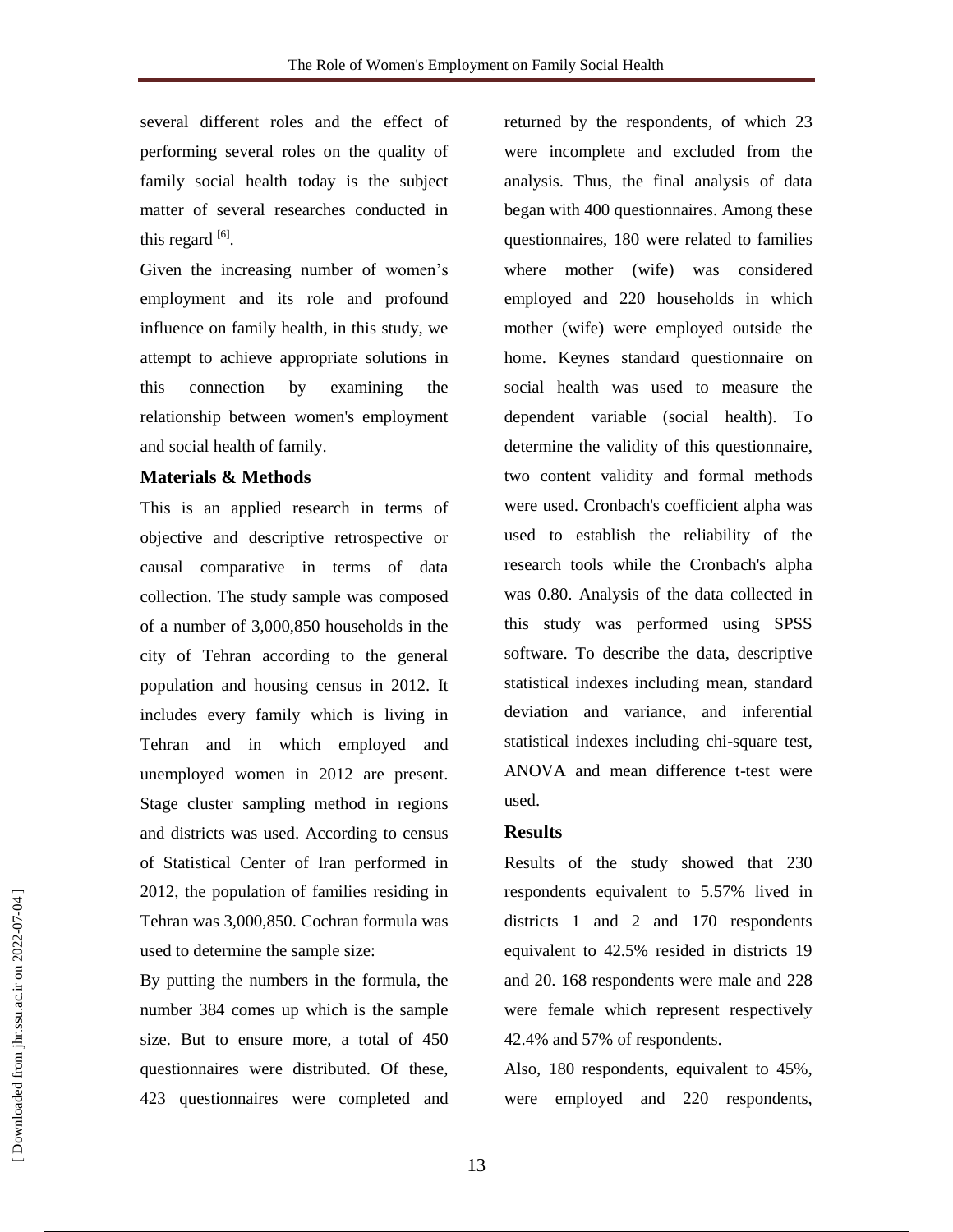several different roles and the effect of performing several roles on the quality of family social health today is the subject matter of several researches conducted in this regard [6].

Given the increasing number of women's employment and its role and profound influence on family health, in this study, we attempt to achieve appropriate solutions in this connection by examining the relationship between women's employment and social health of family.

### Materials & Methods

This is an applied research in terms of objective and descriptive retrospective or causal comparative in terms of data collection. The study sample was composed of a number of 3,000,850 households in the city of Tehran according to the general population and housing census in 2012. It includes every family which is living in Tehran and in which employed and unemployed women in 2012 are present. Stage cluster sampling method in regions and districts was used. According to census of Statistical Center of Iran performed in 2012, the population of families residing in Tehran was 3,000,850. Cochran formula was used to determine the sample size:

By putting the numbers in the formula, the number 384 comes up which is the sample size. But to ensure more, a total of 450 questionnaires were distributed. Of these, 423 questionnaires were completed and returned by the respondents, of which 23 were incomplete and excluded from the analysis. Thus, the final analysis of data began with 400 questionnaires. Among these questionnaires, 180 were related to families where mother (wife) was considered employed and 220 households in which mother (wife) were employed outside the home. Keynes standard questionnaire on social health was used to measure the dependent variable (social health). To determine the validity of this questionnaire, two content validity and formal methods were used. Cronbach's coefficient alpha was used to establish the reliability of the research tools while the Cronbach's alpha was 0.80. Analysis of the data collected in this study was performed using SPSS software. To describe the data, descriptive statistical indexes including mean, standard deviation and variance, and inferential statistical indexes including chi-square test, ANOVA and mean difference t-test were used.

### Results

Results of the study showed that 230 respondents equivalent to 5.57% lived in districts 1 and 2 and 170 respondents equivalent to 42.5% resided in districts 19 and 20. 168 respondents were male and 228 were female which represent respectively 42.4% and 57% of respondents.

Also, 180 respondents, equivalent to 45%, were employed and 220 respondents,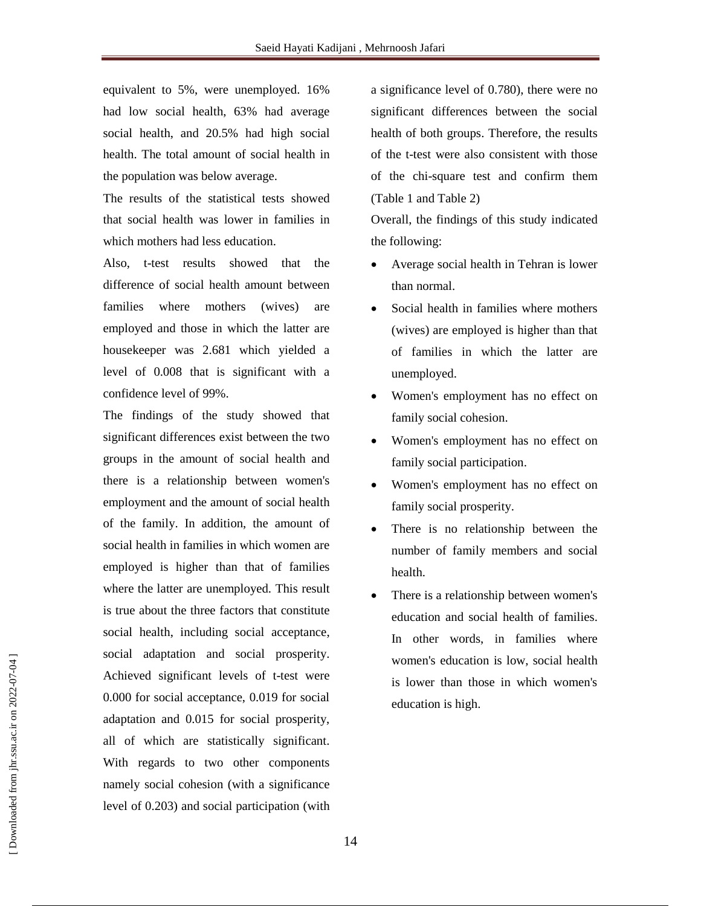equivalent to 5%, were unemployed. 16% had low social health, 63% had average social health, and 20.5% had high social health. The total amount of social health in the population was below average.

The results of the statistical tests showed that social health was lower in families in which mothers had less education.

Also, t-test results showed that the difference of social health amount between families where mothers (wives) are employed and those in which the latter are housekeeper was 2.681 which yielded a level of 0.008 that is significant with a confidence level of 99%.

The findings of the study showed that significant differences exist between the two groups in the amount of social health and there is a relationship between women's employment and the amount of social health of the family. In addition, the amount of social health in families in which women are employed is higher than that of families where the latter are unemployed. This result is true about the three factors that constitute social health, including social acceptance, social adaptation and social prosperity. Achieved significant levels of t-test were 0.000 for social acceptance, 0.019 for social adaptation and 0.015 for social prosperity, all of which are statistically significant. With regards to two other components namely social cohesion (with a significance level of 0.203) and social participation (with a significance level of 0.780), there were no significant differences between the social health of both groups. Therefore, the results of the t-test were also consistent with those of the chi-square test and confirm them (Table 1 and Table 2)

Overall, the findings of this study indicated the following:

- Average social health in Tehran is lower than normal.
- Social health in families where mothers (wives) are employed is higher than that of families in which the latter are unemployed.
- Women's employment has no effect on family social cohesion.
- Women's employment has no effect on family social participation.
- Women's employment has no effect on family social prosperity.
- There is no relationship between the number of family members and social health.
- There is a relationship between women's education and social health of families. In other words, in families where women's education is low, social health is lower than those in which women's education is high.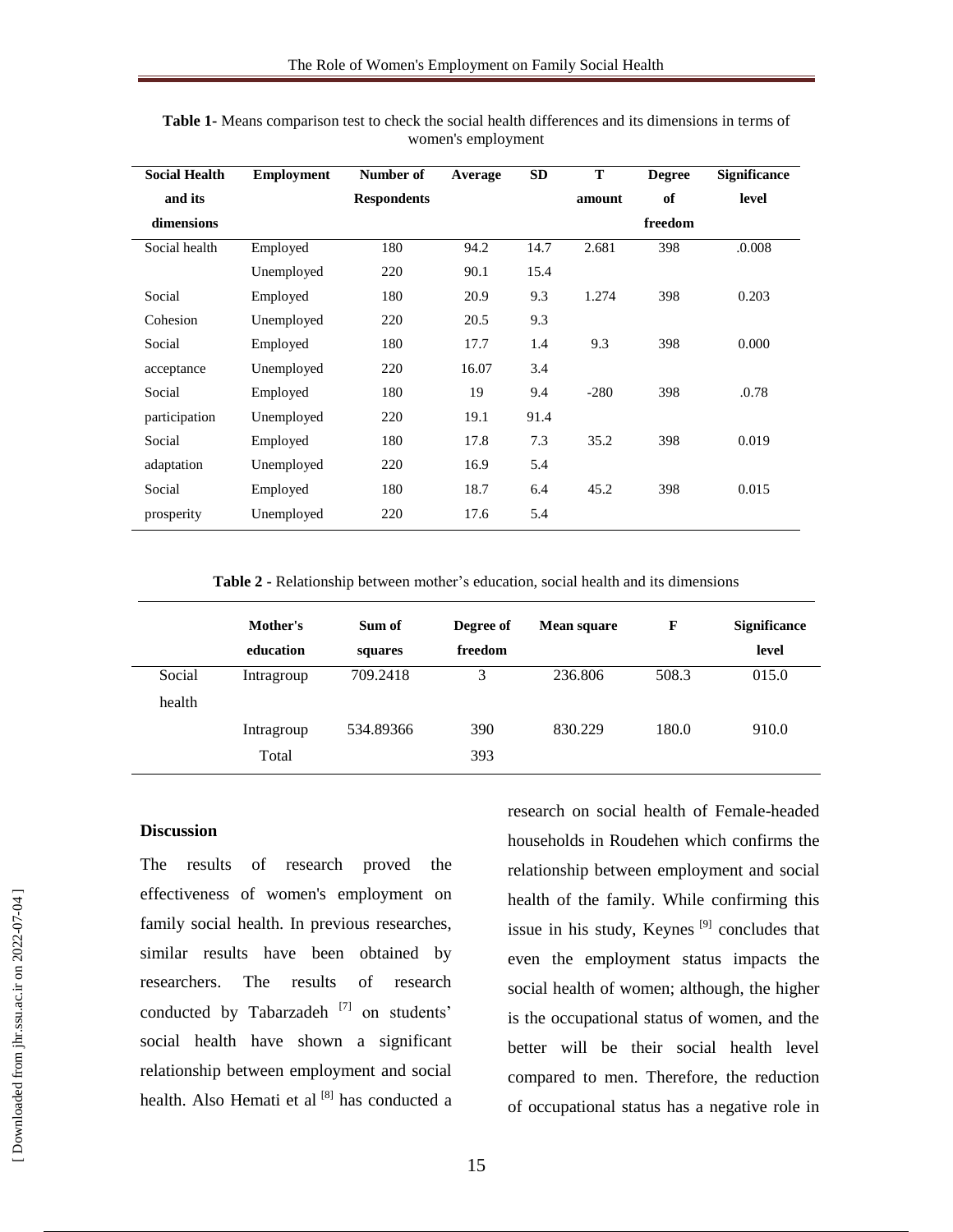**Table 1**- Means comparison test to check the social health differences and its dimensions in terms of women's employment

| Social Health and its dimensions | Employment | Number of Respondents | Average | SD | T amount | Degree of freedom | Significance level |
|---|---|---|---|---|---|---|---|
| Social health | Employed | 180 | 94.2 | 14.7 | 2.681 | 398 | .0.008 |
| | Unemployed | 220 | 90.1 | 15.4 | | | |
| Social Cohesion | Employed | 180 | 20.9 | 9.3 | 1.274 | 398 | 0.203 |
| | Unemployed | 220 | 20.5 | 9.3 | | | |
| Social acceptance | Employed | 180 | 17.7 | 1.4 | 9.3 | 398 | 0.000 |
| | Unemployed | 220 | 16.07 | 3.4 | | | |
| Social participation | Employed | 180 | 19 | 9.4 | -280 | 398 | .0.78 |
| | Unemployed | 220 | 19.1 | 91.4 | | | |
| Social adaptation | Employed | 180 | 17.8 | 7.3 | 35.2 | 398 | 0.019 |
| | Unemployed | 220 | 16.9 | 5.4 | | | |
| Social prosperity | Employed | 180 | 18.7 | 6.4 | 45.2 | 398 | 0.015 |
| | Unemployed | 220 | 17.6 | 5.4 | | | |

**Table 2 -** Relationship between mother's education, social health and its dimensions

| | Mother's education | Sum of squares | Degree of freedom | Mean square | F | Significance level |
|---|---|---|---|---|---|---|
| Social health | Intragroup | 709.2418 | 3 | 236.806 | 508.3 | 015.0 |
| | Intragroup | 534.89366 | 390 | 830.229 | 180.0 | 910.0 |
| | Total | | 393 | | | |

## Discussion

The results of research proved the effectiveness of women's employment on family social health. In previous researches, similar results have been obtained by researchers. The results of research conducted by Tabarzadeh [7] on students' social health have shown a significant relationship between employment and social health. Also Hemati et al [8] has conducted a research on social health of Female-headed households in Roudehen which confirms the relationship between employment and social health of the family. While confirming this issue in his study, Keynes [9] concludes that even the employment status impacts the social health of women; although, the higher is the occupational status of women, and the better will be their social health level compared to men. Therefore, the reduction of occupational status has a negative role in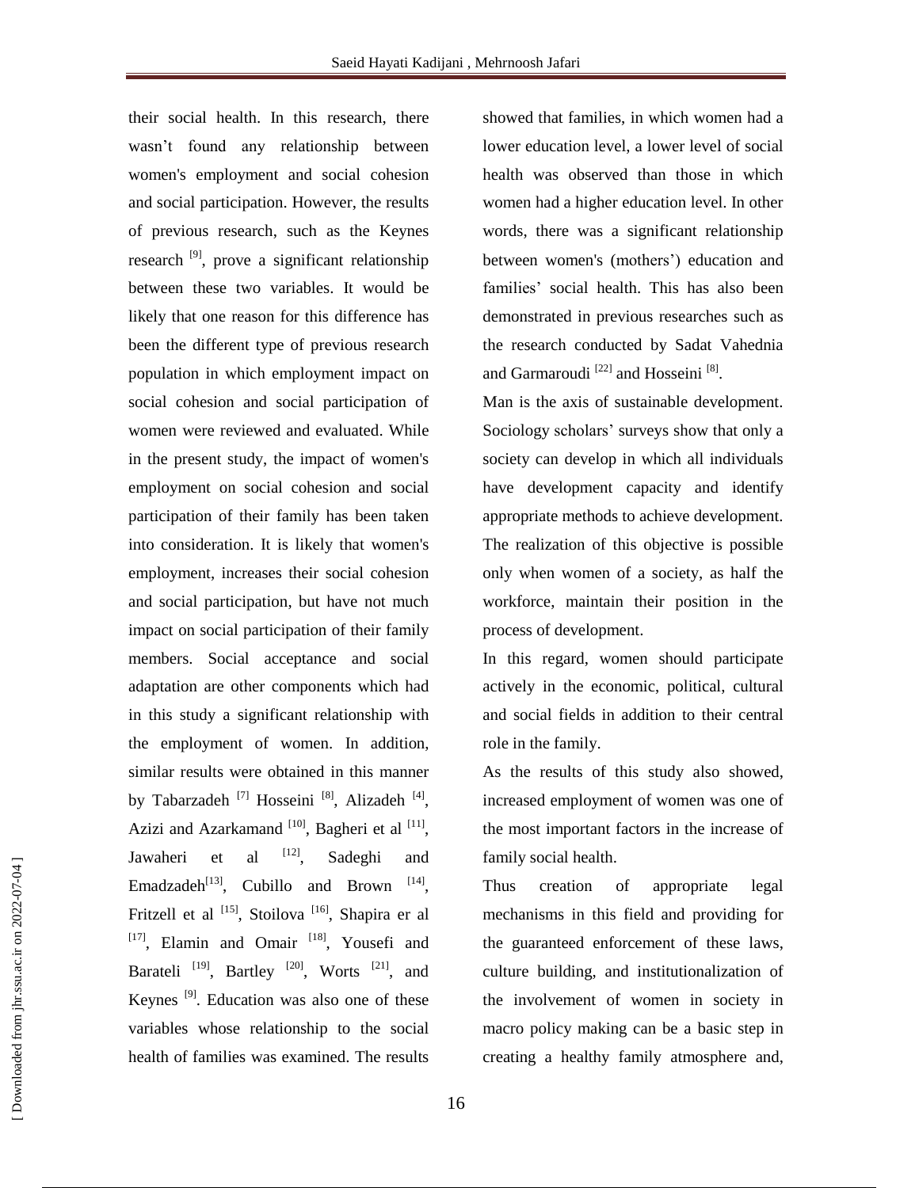their social health. In this research, there wasn't found any relationship between women's employment and social cohesion and social participation. However, the results of previous research, such as the Keynes research [9], prove a significant relationship between these two variables. It would be likely that one reason for this difference has been the different type of previous research population in which employment impact on social cohesion and social participation of women were reviewed and evaluated. While in the present study, the impact of women's employment on social cohesion and social participation of their family has been taken into consideration. It is likely that women's employment, increases their social cohesion and social participation, but have not much impact on social participation of their family members. Social acceptance and social adaptation are other components which had in this study a significant relationship with the employment of women. In addition, similar results were obtained in this manner by Tabarzadeh [7] Hosseini [8], Alizadeh [4], Azizi and Azarkamand [10], Bagheri et al [11], Jawaheri et al [12], Sadeghi and Emadzadeh[13], Cubillo and Brown [14], Fritzell et al [15], Stoilova [16], Shapira er al [17], Elamin and Omair [18], Yousefi and Barateli [19], Bartley [20], Worts [21], and Keynes [9]. Education was also one of these variables whose relationship to the social health of families was examined. The results showed that families, in which women had a lower education level, a lower level of social health was observed than those in which women had a higher education level. In other words, there was a significant relationship between women's (mothers') education and families' social health. This has also been demonstrated in previous researches such as the research conducted by Sadat Vahednia and Garmaroudi [22] and Hosseini [8].

Man is the axis of sustainable development. Sociology scholars' surveys show that only a society can develop in which all individuals have development capacity and identify appropriate methods to achieve development. The realization of this objective is possible only when women of a society, as half the workforce, maintain their position in the process of development.

In this regard, women should participate actively in the economic, political, cultural and social fields in addition to their central role in the family.

As the results of this study also showed, increased employment of women was one of the most important factors in the increase of family social health.

Thus creation of appropriate legal mechanisms in this field and providing for the guaranteed enforcement of these laws, culture building, and institutionalization of the involvement of women in society in macro policy making can be a basic step in creating a healthy family atmosphere and,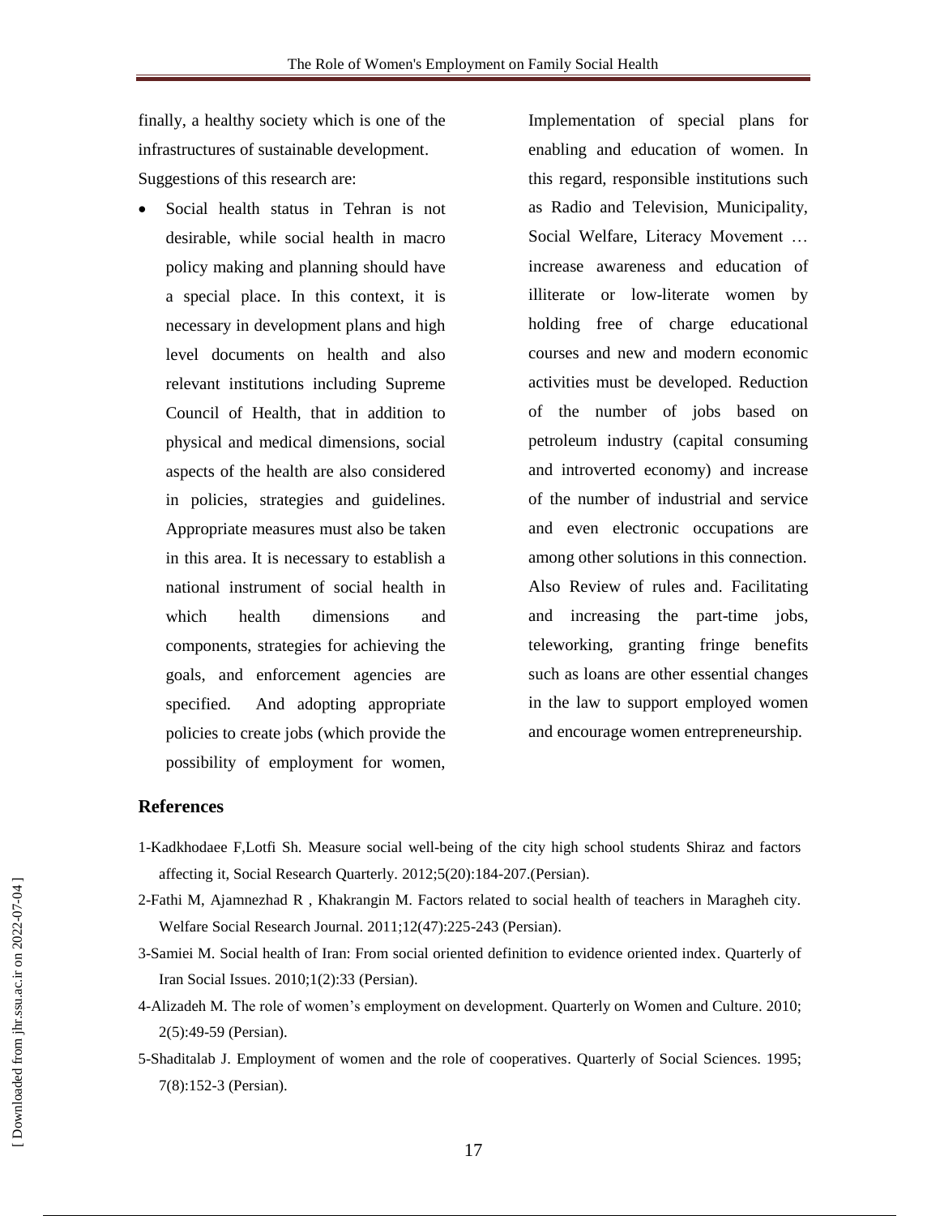finally, a healthy society which is one of the infrastructures of sustainable development.

Suggestions of this research are:

- Social health status in Tehran is not desirable, while social health in macro policy making and planning should have a special place. In this context, it is necessary in development plans and high level documents on health and also relevant institutions including Supreme Council of Health, that in addition to physical and medical dimensions, social aspects of the health are also considered in policies, strategies and guidelines. Appropriate measures must also be taken in this area. It is necessary to establish a national instrument of social health in which health dimensions and components, strategies for achieving the goals, and enforcement agencies are specified. And adopting appropriate policies to create jobs (which provide the possibility of employment for women, Implementation of special plans for enabling and education of women. In this regard, responsible institutions such as Radio and Television, Municipality, Social Welfare, Literacy Movement … increase awareness and education of illiterate or low-literate women by holding free of charge educational courses and new and modern economic activities must be developed. Reduction of the number of jobs based on petroleum industry (capital consuming and introverted economy) and increase of the number of industrial and service and even electronic occupations are among other solutions in this connection. Also Review of rules and. Facilitating and increasing the part-time jobs, teleworking, granting fringe benefits such as loans are other essential changes in the law to support employed women and encourage women entrepreneurship.

## References

1-Kadkhodaee F,Lotfi Sh. Measure social well-being of the city high school students Shiraz and factors affecting it, Social Research Quarterly. 2012;5(20):184-207.(Persian).

2-Fathi M, Ajamnezhad R , Khakrangin M. Factors related to social health of teachers in Maragheh city. Welfare Social Research Journal. 2011;12(47):225-243 (Persian).

3-Samiei M. Social health of Iran: From social oriented definition to evidence oriented index. Quarterly of Iran Social Issues. 2010;1(2):33 (Persian).

4-Alizadeh M. The role of women’s employment on development. Quarterly on Women and Culture. 2010; 2(5):49-59 (Persian).

5-Shaditalab J. Employment of women and the role of cooperatives. Quarterly of Social Sciences. 1995; 7(8):152-3 (Persian).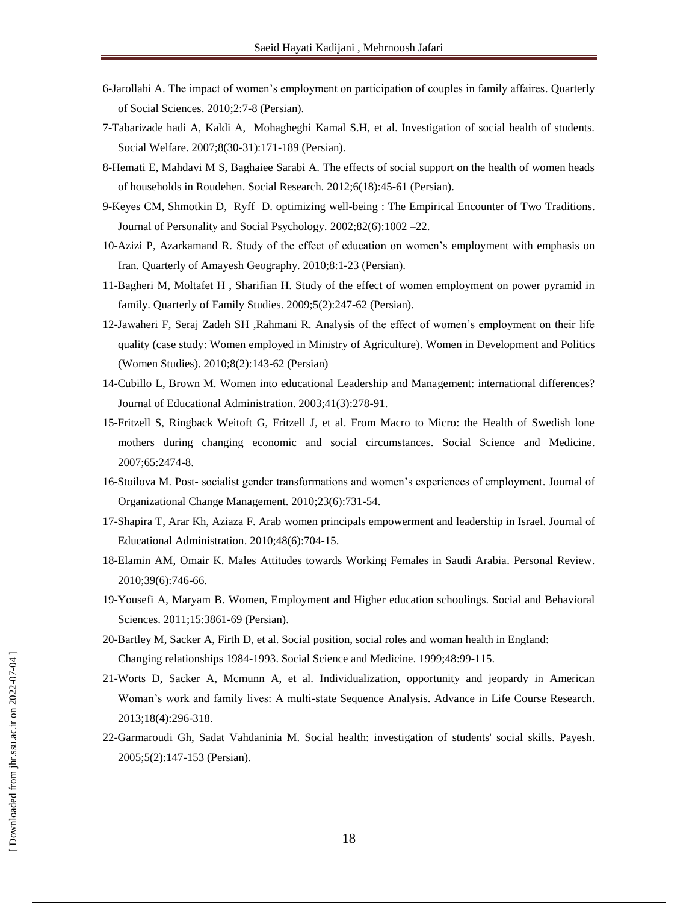6-Jarollahi A. The impact of women's employment on participation of couples in family affaires. Quarterly of Social Sciences. 2010;2:7-8 (Persian).

7-Tabarizade hadi A, Kaldi A, Mohagheghi Kamal S.H, et al. Investigation of social health of students. Social Welfare. 2007;8(30-31):171-189 (Persian).

8-Hemati E, Mahdavi M S, Baghaiee Sarabi A. The effects of social support on the health of women heads of households in Roudehen. Social Research. 2012;6(18):45-61 (Persian).

9-Keyes CM, Shmotkin D, Ryff D. optimizing well-being : The Empirical Encounter of Two Traditions. Journal of Personality and Social Psychology. 2002;82(6):1002 –22.

10-Azizi P, Azarkamand R. Study of the effect of education on women's employment with emphasis on Iran. Quarterly of Amayesh Geography. 2010;8:1-23 (Persian).

11-Bagheri M, Moltafet H , Sharifian H. Study of the effect of women employment on power pyramid in family. Quarterly of Family Studies. 2009;5(2):247-62 (Persian).

12-Jawaheri F, Seraj Zadeh SH ,Rahmani R. Analysis of the effect of women's employment on their life quality (case study: Women employed in Ministry of Agriculture). Women in Development and Politics (Women Studies). 2010;8(2):143-62 (Persian)

14-Cubillo L, Brown M. Women into educational Leadership and Management: international differences? Journal of Educational Administration. 2003;41(3):278-91.

15-Fritzell S, Ringback Weitoft G, Fritzell J, et al. From Macro to Micro: the Health of Swedish lone mothers during changing economic and social circumstances. Social Science and Medicine. 2007;65:2474-8.

16-Stoilova M. Post- socialist gender transformations and women's experiences of employment. Journal of Organizational Change Management. 2010;23(6):731-54.

17-Shapira T, Arar Kh, Aziaza F. Arab women principals empowerment and leadership in Israel. Journal of Educational Administration. 2010;48(6):704-15.

18-Elamin AM, Omair K. Males Attitudes towards Working Females in Saudi Arabia. Personal Review. 2010;39(6):746-66.

19-Yousefi A, Maryam B. Women, Employment and Higher education schoolings. Social and Behavioral Sciences. 2011;15:3861-69 (Persian).

20-Bartley M, Sacker A, Firth D, et al. Social position, social roles and woman health in England: Changing relationships 1984-1993. Social Science and Medicine. 1999;48:99-115.

21-Worts D, Sacker A, Mcmunn A, et al. Individualization, opportunity and jeopardy in American Woman's work and family lives: A multi-state Sequence Analysis. Advance in Life Course Research. 2013;18(4):296-318.

22-Garmaroudi Gh, Sadat Vahdaninia M. Social health: investigation of students' social skills. Payesh. 2005;5(2):147-153 (Persian).